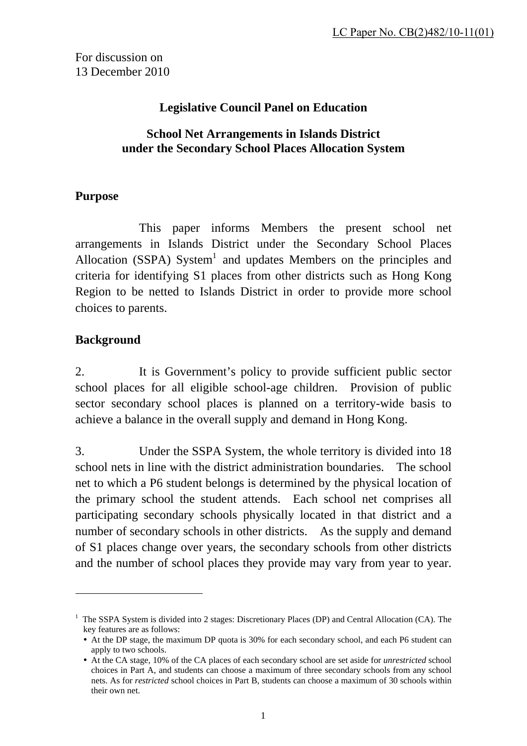LC Paper No. CB(2)482/10-11(01)

For discussion on
13 December 2010

## Legislative Council Panel on Education

## School Net Arrangements in Islands District under the Secondary School Places Allocation System

### Purpose

This paper informs Members the present school net arrangements in Islands District under the Secondary School Places Allocation (SSPA) System[1] and updates Members on the principles and criteria for identifying S1 places from other districts such as Hong Kong Region to be netted to Islands District in order to provide more school choices to parents.

### Background

2. It is Government's policy to provide sufficient public sector school places for all eligible school-age children. Provision of public sector secondary school places is planned on a territory-wide basis to achieve a balance in the overall supply and demand in Hong Kong.

3. Under the SSPA System, the whole territory is divided into 18 school nets in line with the district administration boundaries. The school net to which a P6 student belongs is determined by the physical location of the primary school the student attends. Each school net comprises all participating secondary schools physically located in that district and a number of secondary schools in other districts. As the supply and demand of S1 places change over years, the secondary schools from other districts and the number of school places they provide may vary from year to year.

---

[1] The SSPA System is divided into 2 stages: Discretionary Places (DP) and Central Allocation (CA). The key features are as follows:

- At the DP stage, the maximum DP quota is 30% for each secondary school, and each P6 student can apply to two schools.
- At the CA stage, 10% of the CA places of each secondary school are set aside for *unrestricted* school choices in Part A, and students can choose a maximum of three secondary schools from any school nets. As for *restricted* school choices in Part B, students can choose a maximum of 30 schools within their own net.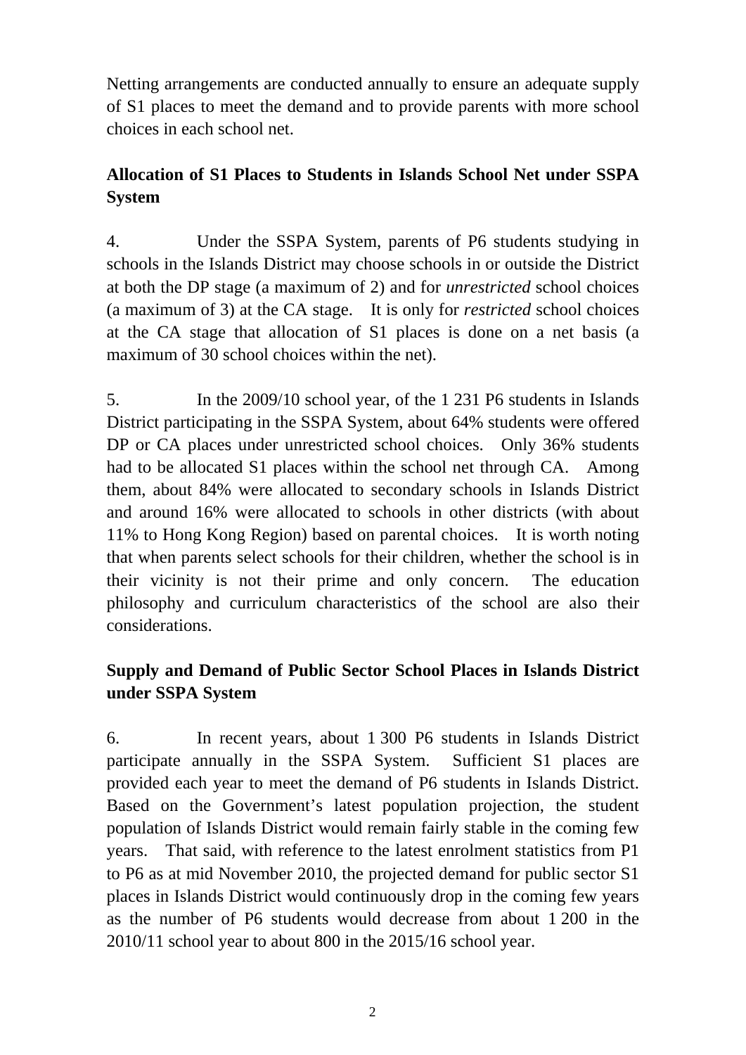Netting arrangements are conducted annually to ensure an adequate supply of S1 places to meet the demand and to provide parents with more school choices in each school net.

## Allocation of S1 Places to Students in Islands School Net under SSPA System

4. Under the SSPA System, parents of P6 students studying in schools in the Islands District may choose schools in or outside the District at both the DP stage (a maximum of 2) and for *unrestricted* school choices (a maximum of 3) at the CA stage. It is only for *restricted* school choices at the CA stage that allocation of S1 places is done on a net basis (a maximum of 30 school choices within the net).

5. In the 2009/10 school year, of the 1 231 P6 students in Islands District participating in the SSPA System, about 64% students were offered DP or CA places under unrestricted school choices. Only 36% students had to be allocated S1 places within the school net through CA. Among them, about 84% were allocated to secondary schools in Islands District and around 16% were allocated to schools in other districts (with about 11% to Hong Kong Region) based on parental choices. It is worth noting that when parents select schools for their children, whether the school is in their vicinity is not their prime and only concern. The education philosophy and curriculum characteristics of the school are also their considerations.

## Supply and Demand of Public Sector School Places in Islands District under SSPA System

6. In recent years, about 1 300 P6 students in Islands District participate annually in the SSPA System. Sufficient S1 places are provided each year to meet the demand of P6 students in Islands District. Based on the Government's latest population projection, the student population of Islands District would remain fairly stable in the coming few years. That said, with reference to the latest enrolment statistics from P1 to P6 as at mid November 2010, the projected demand for public sector S1 places in Islands District would continuously drop in the coming few years as the number of P6 students would decrease from about 1 200 in the 2010/11 school year to about 800 in the 2015/16 school year.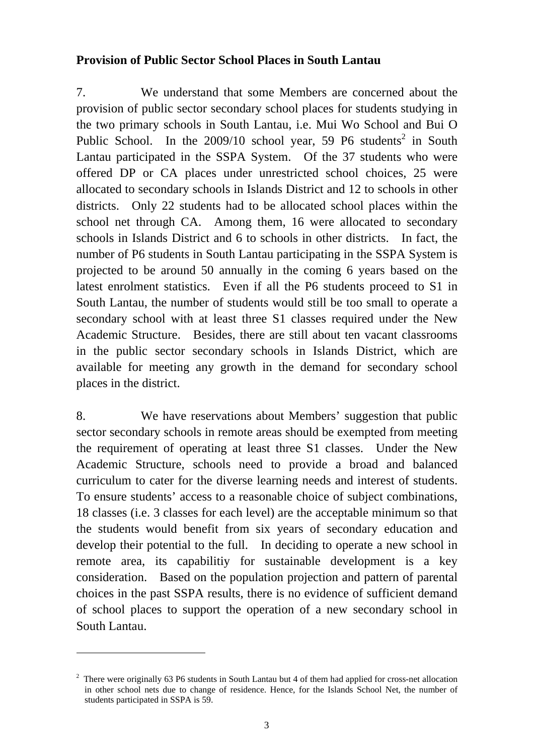**Provision of Public Sector School Places in South Lantau**

7. We understand that some Members are concerned about the provision of public sector secondary school places for students studying in the two primary schools in South Lantau, i.e. Mui Wo School and Bui O Public School. In the 2009/10 school year, 59 P6 students[2] in South Lantau participated in the SSPA System. Of the 37 students who were offered DP or CA places under unrestricted school choices, 25 were allocated to secondary schools in Islands District and 12 to schools in other districts. Only 22 students had to be allocated school places within the school net through CA. Among them, 16 were allocated to secondary schools in Islands District and 6 to schools in other districts. In fact, the number of P6 students in South Lantau participating in the SSPA System is projected to be around 50 annually in the coming 6 years based on the latest enrolment statistics. Even if all the P6 students proceed to S1 in South Lantau, the number of students would still be too small to operate a secondary school with at least three S1 classes required under the New Academic Structure. Besides, there are still about ten vacant classrooms in the public sector secondary schools in Islands District, which are available for meeting any growth in the demand for secondary school places in the district.

8. We have reservations about Members' suggestion that public sector secondary schools in remote areas should be exempted from meeting the requirement of operating at least three S1 classes. Under the New Academic Structure, schools need to provide a broad and balanced curriculum to cater for the diverse learning needs and interest of students. To ensure students' access to a reasonable choice of subject combinations, 18 classes (i.e. 3 classes for each level) are the acceptable minimum so that the students would benefit from six years of secondary education and develop their potential to the full. In deciding to operate a new school in remote area, its capabilitiy for sustainable development is a key consideration. Based on the population projection and pattern of parental choices in the past SSPA results, there is no evidence of sufficient demand of school places to support the operation of a new secondary school in South Lantau.

---

[2] There were originally 63 P6 students in South Lantau but 4 of them had applied for cross-net allocation in other school nets due to change of residence. Hence, for the Islands School Net, the number of students participated in SSPA is 59.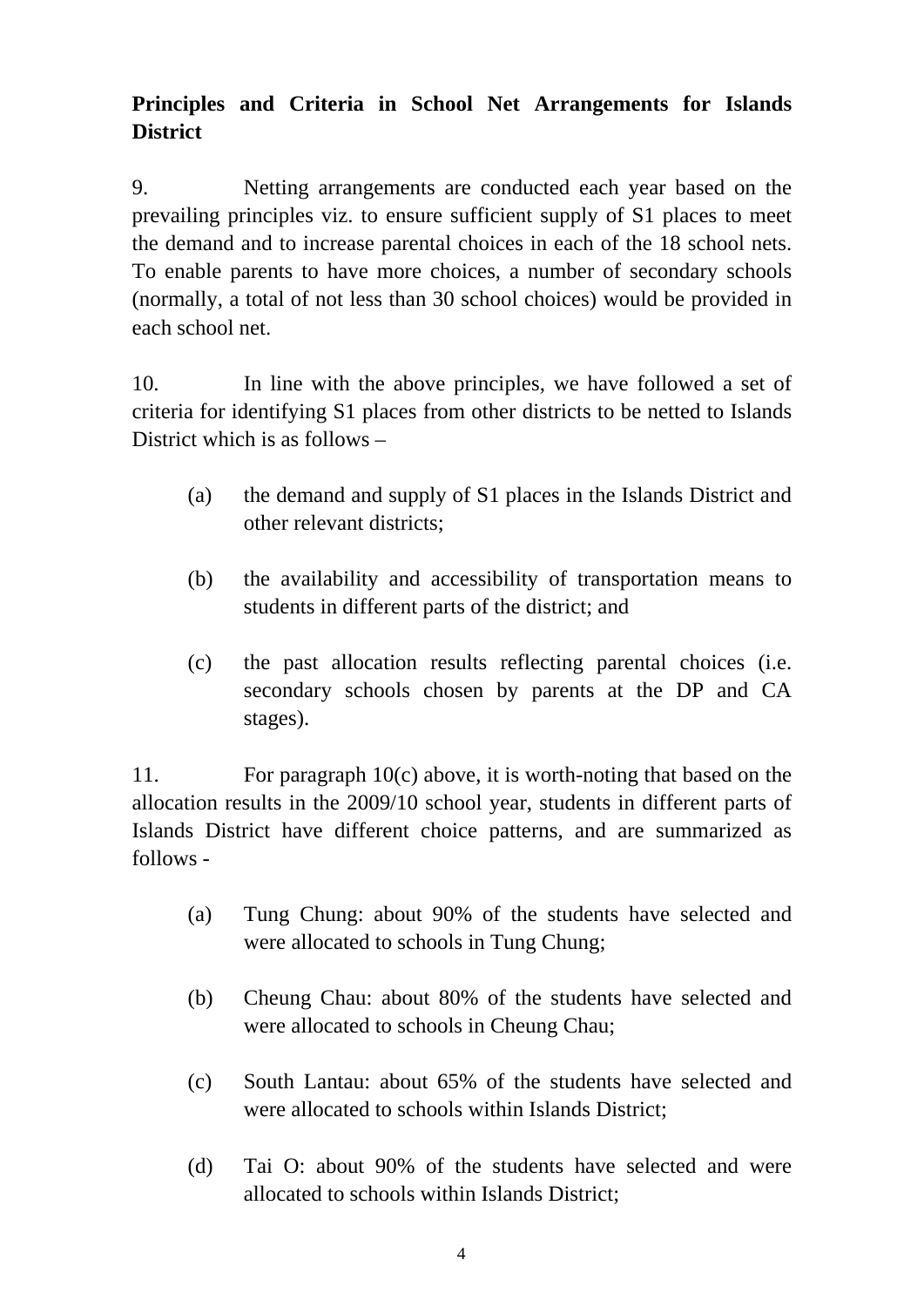**Principles and Criteria in School Net Arrangements for Islands District**

9. Netting arrangements are conducted each year based on the prevailing principles viz. to ensure sufficient supply of S1 places to meet the demand and to increase parental choices in each of the 18 school nets. To enable parents to have more choices, a number of secondary schools (normally, a total of not less than 30 school choices) would be provided in each school net.

10. In line with the above principles, we have followed a set of criteria for identifying S1 places from other districts to be netted to Islands District which is as follows –

(a) the demand and supply of S1 places in the Islands District and other relevant districts;

(b) the availability and accessibility of transportation means to students in different parts of the district; and

(c) the past allocation results reflecting parental choices (i.e. secondary schools chosen by parents at the DP and CA stages).

11. For paragraph 10(c) above, it is worth-noting that based on the allocation results in the 2009/10 school year, students in different parts of Islands District have different choice patterns, and are summarized as follows -

(a) Tung Chung: about 90% of the students have selected and were allocated to schools in Tung Chung;

(b) Cheung Chau: about 80% of the students have selected and were allocated to schools in Cheung Chau;

(c) South Lantau: about 65% of the students have selected and were allocated to schools within Islands District;

(d) Tai O: about 90% of the students have selected and were allocated to schools within Islands District;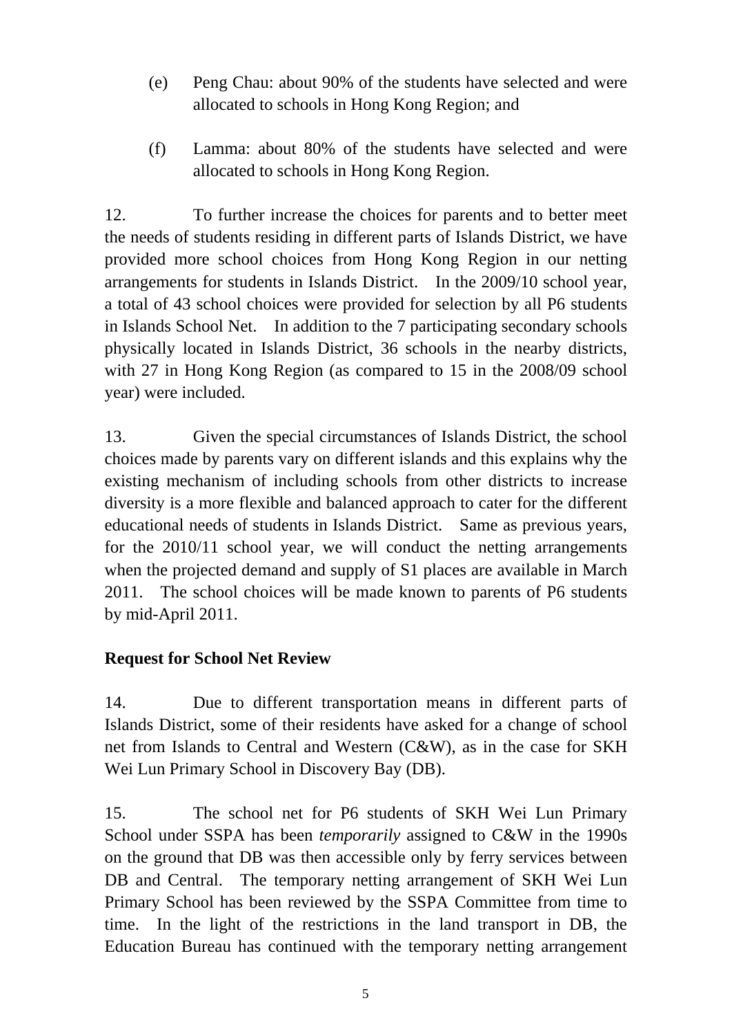(e) Peng Chau: about 90% of the students have selected and were allocated to schools in Hong Kong Region; and

(f) Lamma: about 80% of the students have selected and were allocated to schools in Hong Kong Region.

12. To further increase the choices for parents and to better meet the needs of students residing in different parts of Islands District, we have provided more school choices from Hong Kong Region in our netting arrangements for students in Islands District. In the 2009/10 school year, a total of 43 school choices were provided for selection by all P6 students in Islands School Net. In addition to the 7 participating secondary schools physically located in Islands District, 36 schools in the nearby districts, with 27 in Hong Kong Region (as compared to 15 in the 2008/09 school year) were included.

13. Given the special circumstances of Islands District, the school choices made by parents vary on different islands and this explains why the existing mechanism of including schools from other districts to increase diversity is a more flexible and balanced approach to cater for the different educational needs of students in Islands District. Same as previous years, for the 2010/11 school year, we will conduct the netting arrangements when the projected demand and supply of S1 places are available in March 2011. The school choices will be made known to parents of P6 students by mid-April 2011.

**Request for School Net Review**

14. Due to different transportation means in different parts of Islands District, some of their residents have asked for a change of school net from Islands to Central and Western (C&W), as in the case for SKH Wei Lun Primary School in Discovery Bay (DB).

15. The school net for P6 students of SKH Wei Lun Primary School under SSPA has been *temporarily* assigned to C&W in the 1990s on the ground that DB was then accessible only by ferry services between DB and Central. The temporary netting arrangement of SKH Wei Lun Primary School has been reviewed by the SSPA Committee from time to time. In the light of the restrictions in the land transport in DB, the Education Bureau has continued with the temporary netting arrangement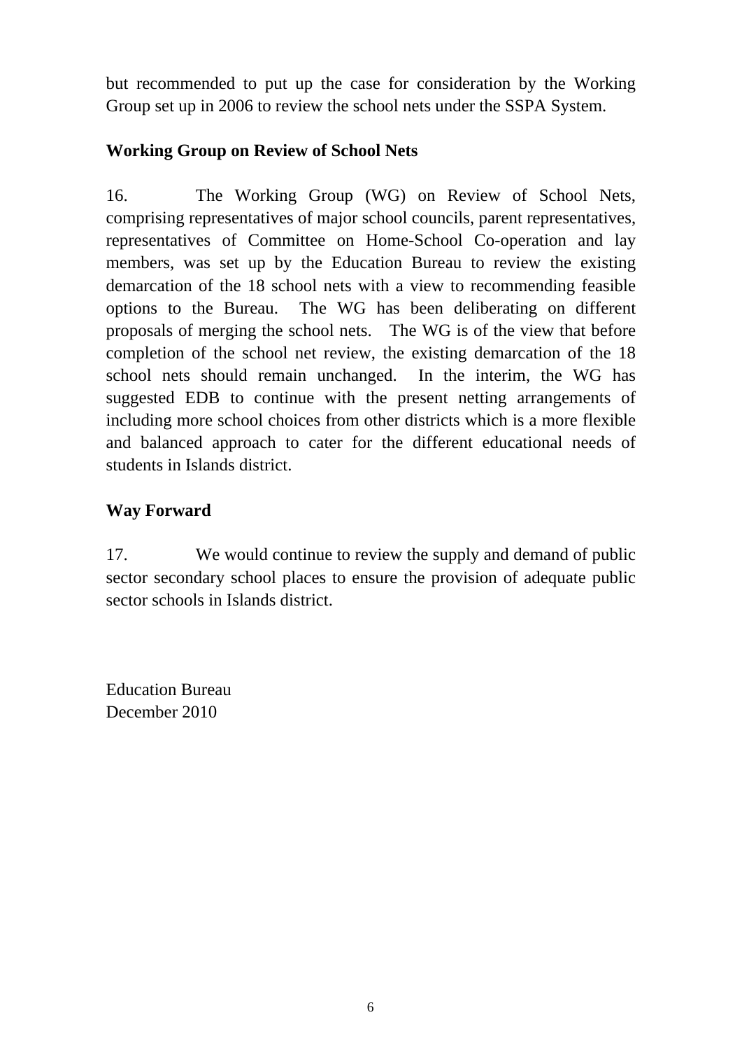but recommended to put up the case for consideration by the Working Group set up in 2006 to review the school nets under the SSPA System.

**Working Group on Review of School Nets**

16. The Working Group (WG) on Review of School Nets, comprising representatives of major school councils, parent representatives, representatives of Committee on Home-School Co-operation and lay members, was set up by the Education Bureau to review the existing demarcation of the 18 school nets with a view to recommending feasible options to the Bureau. The WG has been deliberating on different proposals of merging the school nets. The WG is of the view that before completion of the school net review, the existing demarcation of the 18 school nets should remain unchanged. In the interim, the WG has suggested EDB to continue with the present netting arrangements of including more school choices from other districts which is a more flexible and balanced approach to cater for the different educational needs of students in Islands district.

**Way Forward**

17. We would continue to review the supply and demand of public sector secondary school places to ensure the provision of adequate public sector schools in Islands district.

Education Bureau
December 2010